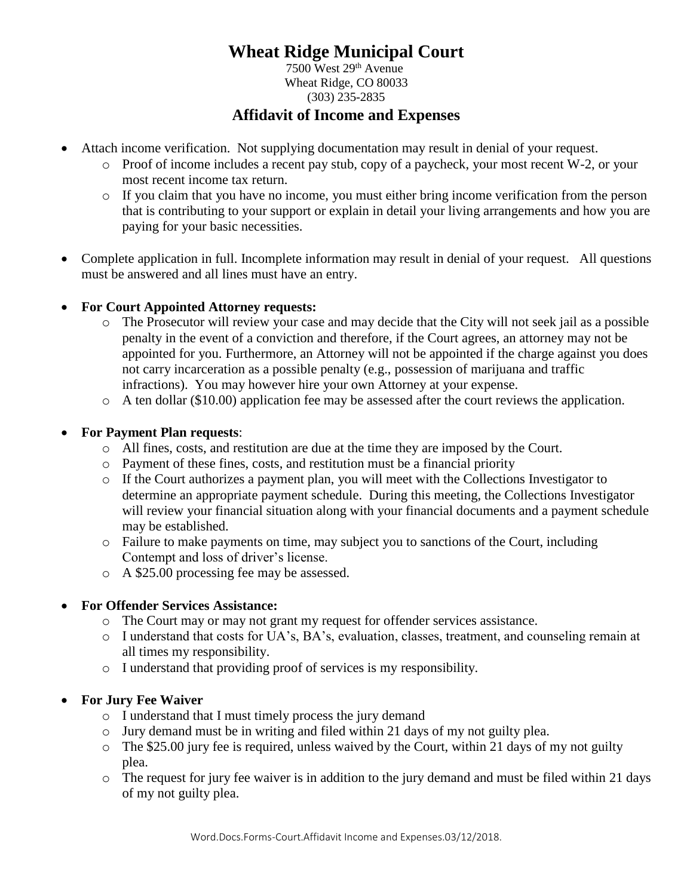# Wheat Ridge Municipal Court

7500 West 29th Avenue
Wheat Ridge, CO 80033
(303) 235-2835

## Affidavit of Income and Expenses

- Attach income verification. Not supplying documentation may result in denial of your request.
  - Proof of income includes a recent pay stub, copy of a paycheck, your most recent W-2, or your most recent income tax return.
  - If you claim that you have no income, you must either bring income verification from the person that is contributing to your support or explain in detail your living arrangements and how you are paying for your basic necessities.

- Complete application in full. Incomplete information may result in denial of your request. All questions must be answered and all lines must have an entry.

- **For Court Appointed Attorney requests:**
  - The Prosecutor will review your case and may decide that the City will not seek jail as a possible penalty in the event of a conviction and therefore, if the Court agrees, an attorney may not be appointed for you. Furthermore, an Attorney will not be appointed if the charge against you does not carry incarceration as a possible penalty (e.g., possession of marijuana and traffic infractions). You may however hire your own Attorney at your expense.
  - A ten dollar ($10.00) application fee may be assessed after the court reviews the application.

- **For Payment Plan requests**:
  - All fines, costs, and restitution are due at the time they are imposed by the Court.
  - Payment of these fines, costs, and restitution must be a financial priority
  - If the Court authorizes a payment plan, you will meet with the Collections Investigator to determine an appropriate payment schedule. During this meeting, the Collections Investigator will review your financial situation along with your financial documents and a payment schedule may be established.
  - Failure to make payments on time, may subject you to sanctions of the Court, including Contempt and loss of driver's license.
  - A $25.00 processing fee may be assessed.

- **For Offender Services Assistance:**
  - The Court may or may not grant my request for offender services assistance.
  - I understand that costs for UA's, BA's, evaluation, classes, treatment, and counseling remain at all times my responsibility.
  - I understand that providing proof of services is my responsibility.

- **For Jury Fee Waiver**
  - I understand that I must timely process the jury demand
  - Jury demand must be in writing and filed within 21 days of my not guilty plea.
  - The $25.00 jury fee is required, unless waived by the Court, within 21 days of my not guilty plea.
  - The request for jury fee waiver is in addition to the jury demand and must be filed within 21 days of my not guilty plea.

Word.Docs.Forms-Court.Affidavit Income and Expenses.03/12/2018.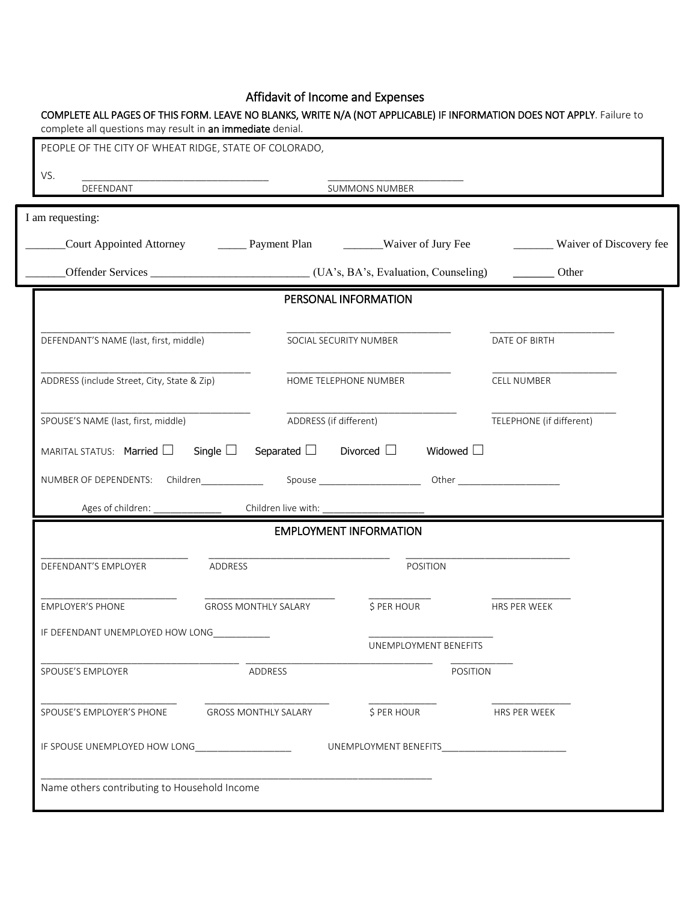# Affidavit of Income and Expenses

**COMPLETE ALL PAGES OF THIS FORM. LEAVE NO BLANKS, WRITE N/A (NOT APPLICABLE) IF INFORMATION DOES NOT APPLY**. Failure to complete all questions may result in **an immediate** denial.

PEOPLE OF THE CITY OF WHEAT RIDGE, STATE OF COLORADO,

VS. ________________________________ ________________________
DEFENDANT SUMMONS NUMBER

I am requesting:

_______Court Appointed Attorney _____ Payment Plan _______Waiver of Jury Fee _______ Waiver of Discovery fee

_______Offender Services ___________________________ (UA's, BA's, Evaluation, Counseling) _______ Other

## PERSONAL INFORMATION

____________________________________ ____________________________ ______________________
DEFENDANT'S NAME (last, first, middle) SOCIAL SECURITY NUMBER DATE OF BIRTH

____________________________________ ____________________________ ______________________
ADDRESS (include Street, City, State & Zip) HOME TELEPHONE NUMBER CELL NUMBER

____________________________________ ____________________________ ______________________
SPOUSE'S NAME (last, first, middle) ADDRESS (if different) TELEPHONE (if different)

MARITAL STATUS: Married ☐ Single ☐ Separated ☐ Divorced ☐ Widowed ☐

NUMBER OF DEPENDENTS: Children____________ Spouse ____________________ Other ____________________

Ages of children: _____________ Children live with: ____________________

## EMPLOYMENT INFORMATION

__________________________ ______________________________ ______________________________
DEFENDANT'S EMPLOYER ADDRESS POSITION

_______________________ ______________________ ___________ ______________
EMPLOYER'S PHONE GROSS MONTHLY SALARY $ PER HOUR HRS PER WEEK

IF DEFENDANT UNEMPLOYED HOW LONG___________ ________________________
UNEMPLOYMENT BENEFITS

____________________________________ ______________________________ ___________
SPOUSE'S EMPLOYER ADDRESS POSITION

_______________________ ______________________ ____________ ______________
SPOUSE'S EMPLOYER'S PHONE GROSS MONTHLY SALARY $ PER HOUR HRS PER WEEK

IF SPOUSE UNEMPLOYED HOW LONG__________________ UNEMPLOYMENT BENEFITS________________________

______________________________________________________________________
Name others contributing to Household Income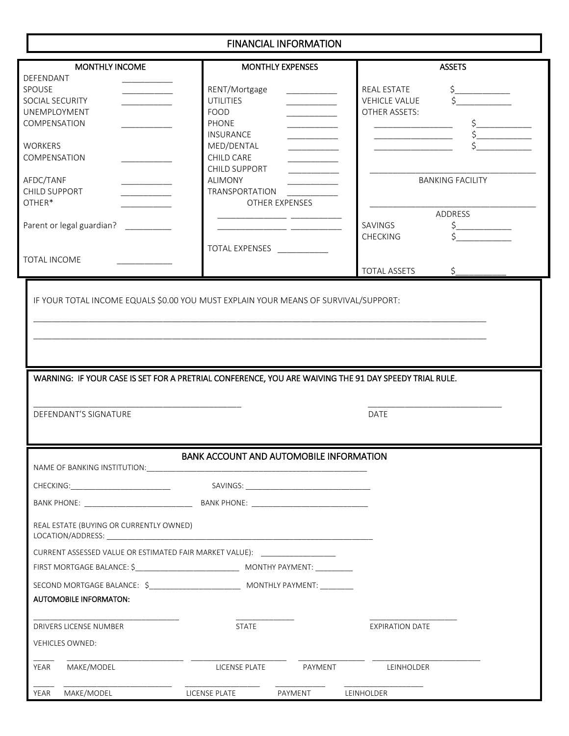# FINANCIAL INFORMATION

| MONTHLY INCOME | | MONTHLY EXPENSES | | ASSETS | |
|---|---|---|---|---|---|
| DEFENDANT | ___________ | RENT/Mortgage | ___________ | REAL ESTATE | $____________ |
| SPOUSE | ___________ | UTILITIES | ___________ | VEHICLE VALUE | $____________ |
| SOCIAL SECURITY | ___________ | FOOD | ___________ | OTHER ASSETS: | |
| UNEMPLOYMENT COMPENSATION | ___________ | PHONE | ___________ | ________________ | $____________ |
| WORKERS COMPENSATION | ___________ | INSURANCE | ___________ | ________________ | $____________ |
| AFDC/TANF | ___________ | MED/DENTAL | ___________ | ________________ | $____________ |
| CHILD SUPPORT | ___________ | CHILD CARE | ___________ | BANKING FACILITY: ___________________ | |
| OTHER* | ___________ | CHILD SUPPORT | ___________ | ADDRESS: ___________________ | |
| Parent or legal guardian? | __________ | ALIMONY | ___________ | SAVINGS | $____________ |
| | | TRANSPORTATION | ___________ | CHECKING | $____________ |
| | | OTHER EXPENSES: _______________ | ___________ | | |
| | | _______________ | ___________ | | |
| TOTAL INCOME | ___________ | TOTAL EXPENSES | ___________ | TOTAL ASSETS | $___________ |

IF YOUR TOTAL INCOME EQUALS $0.00 YOU MUST EXPLAIN YOUR MEANS OF SURVIVAL/SUPPORT:

_____________________________________________________________________________________________

_____________________________________________________________________________________________

WARNING: IF YOUR CASE IS SET FOR A PRETRIAL CONFERENCE, YOU ARE WAIVING THE 91 DAY SPEEDY TRIAL RULE.

_______________________________________ DEFENDANT'S SIGNATURE

_____________________________ DATE

## BANK ACCOUNT AND AUTOMOBILE INFORMATION

NAME OF BANKING INSTITUTION:___________________________________________________

CHECKING:________________________ SAVINGS: ______________________________

BANK PHONE: _________________________ BANK PHONE: ___________________________

REAL ESTATE (BUYING OR CURRENTLY OWNED)
LOCATION/ADDRESS: ______________________________________________________________

CURRENT ASSESSED VALUE OR ESTIMATED FAIR MARKET VALUE): _________________

FIRST MORTGAGE BALANCE: $_________________________ MONTHY PAYMENT: _________

SECOND MORTGAGE BALANCE: $______________________ MONTHLY PAYMENT: ________

**AUTOMOBILE INFORMATON:**

___________________________ DRIVERS LICENSE NUMBER

_____________ STATE

____________________ EXPIRATION DATE

VEHICLES OWNED:

| YEAR | MAKE/MODEL | LICENSE PLATE | PAYMENT | LEINHOLDER |
|---|---|---|---|---|
| _____ | ____________________ | ________________ | ____________ | ____________________ |
| _____ | ____________________ | ________________ | ____________ | ____________________ |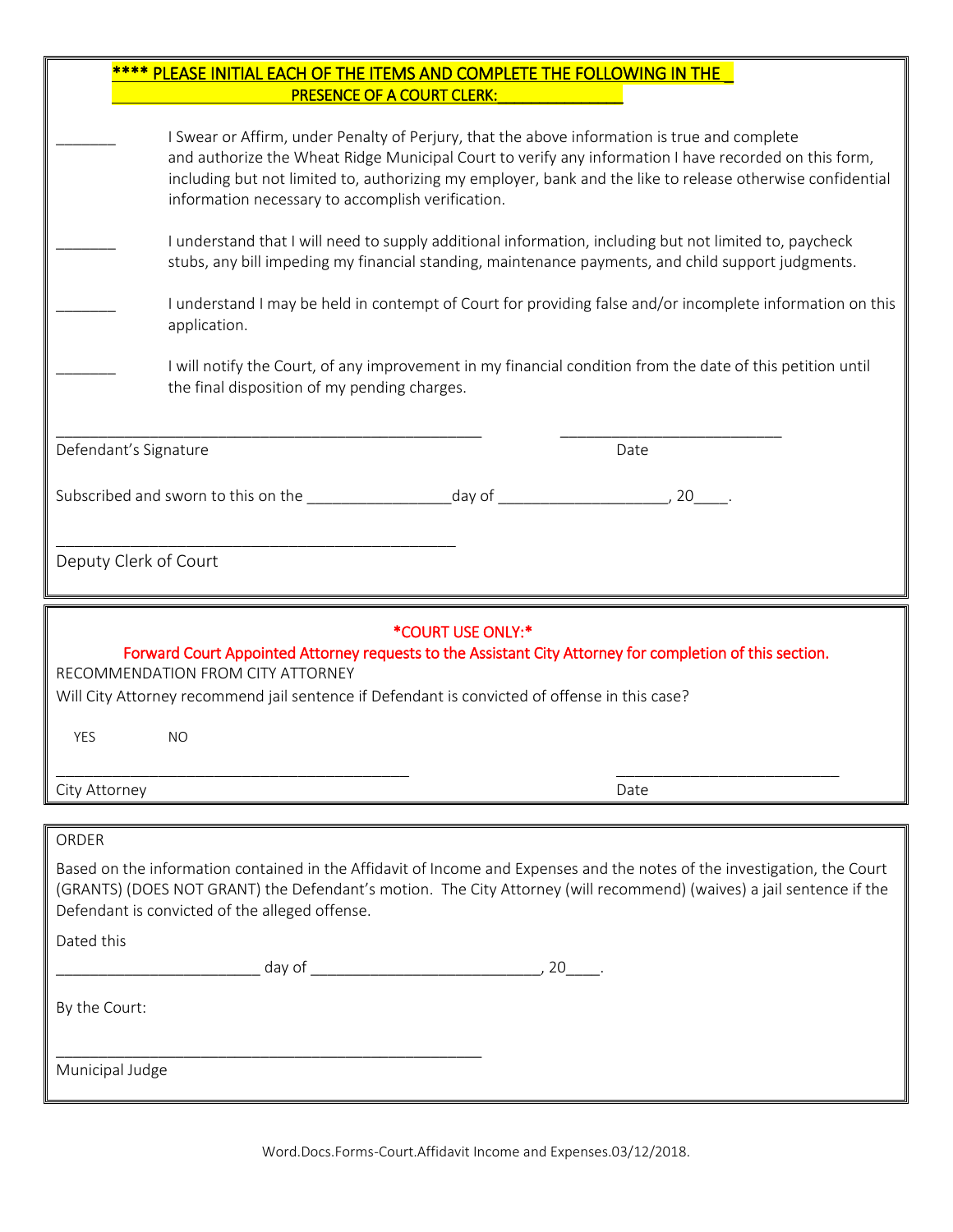**\*\*\*\* PLEASE INITIAL EACH OF THE ITEMS AND COMPLETE THE FOLLOWING IN THE PRESENCE OF A COURT CLERK:**

_______ I Swear or Affirm, under Penalty of Perjury, that the above information is true and complete and authorize the Wheat Ridge Municipal Court to verify any information I have recorded on this form, including but not limited to, authorizing my employer, bank and the like to release otherwise confidential information necessary to accomplish verification.

_______ I understand that I will need to supply additional information, including but not limited to, paycheck stubs, any bill impeding my financial standing, maintenance payments, and child support judgments.

_______ I understand I may be held in contempt of Court for providing false and/or incomplete information on this application.

_______ I will notify the Court, of any improvement in my financial condition from the date of this petition until the final disposition of my pending charges.

_____________________________________________ _______________________

Defendant's Signature Date

Subscribed and sworn to this on the ________________day of ___________________, 20____.

_____________________________________________

Deputy Clerk of Court

---

**\*COURT USE ONLY:\***

**Forward Court Appointed Attorney requests to the Assistant City Attorney for completion of this section.**

RECOMMENDATION FROM CITY ATTORNEY

Will City Attorney recommend jail sentence if Defendant is convicted of offense in this case?

YES NO

_____________________________________________ _______________________

City Attorney Date

---

ORDER

Based on the information contained in the Affidavit of Income and Expenses and the notes of the investigation, the Court (GRANTS) (DOES NOT GRANT) the Defendant's motion. The City Attorney (will recommend) (waives) a jail sentence if the Defendant is convicted of the alleged offense.

Dated this

_______________________ day of __________________________, 20____.

By the Court:

_____________________________________________

Municipal Judge

Word.Docs.Forms-Court.Affidavit Income and Expenses.03/12/2018.